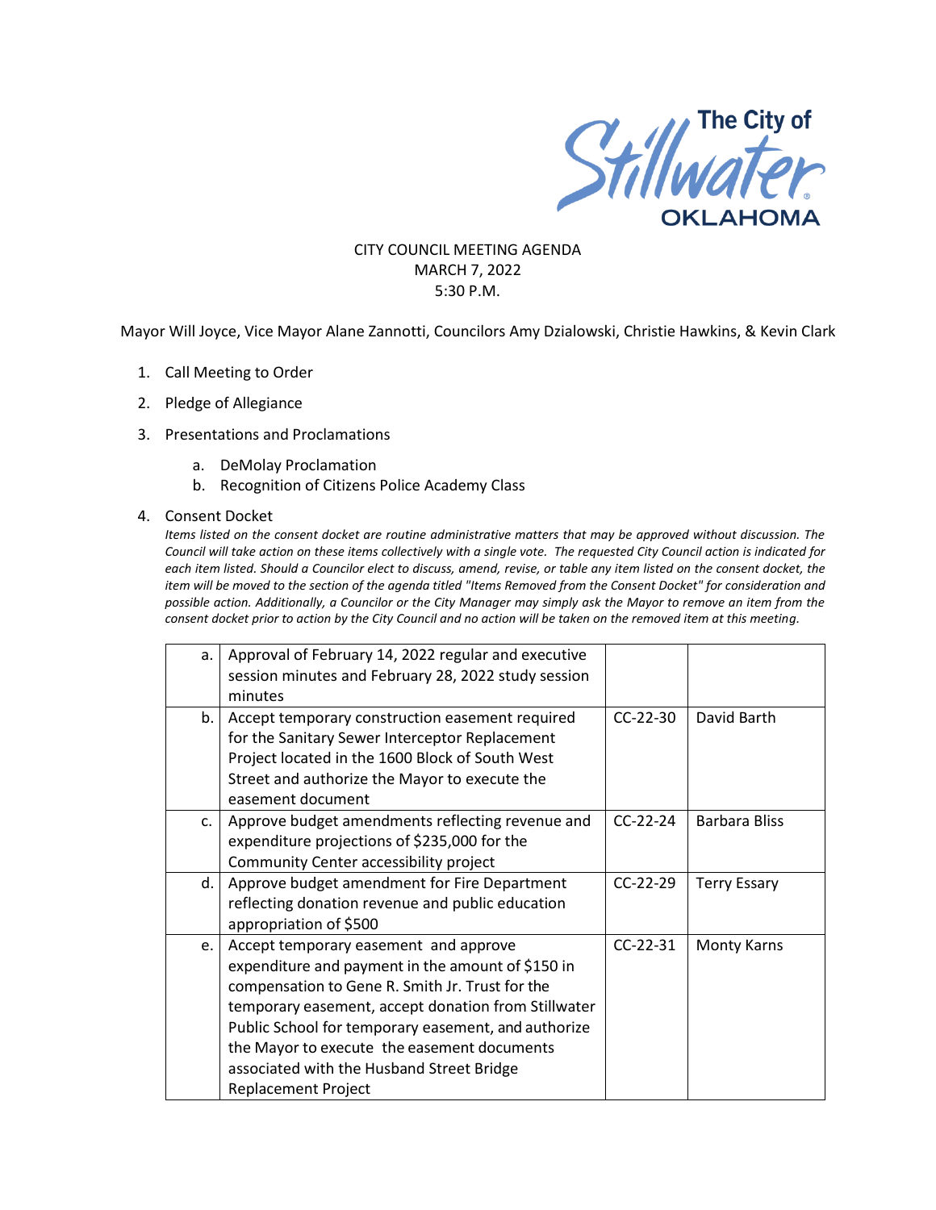The City of Stillwater OKLAHOMA

CITY COUNCIL MEETING AGENDA
MARCH 7, 2022
5:30 P.M.

Mayor Will Joyce, Vice Mayor Alane Zannotti, Councilors Amy Dzialowski, Christie Hawkins, & Kevin Clark

1. Call Meeting to Order
2. Pledge of Allegiance
3. Presentations and Proclamations
   a. DeMolay Proclamation
   b. Recognition of Citizens Police Academy Class
4. Consent Docket

   *Items listed on the consent docket are routine administrative matters that may be approved without discussion. The Council will take action on these items collectively with a single vote. The requested City Council action is indicated for each item listed. Should a Councilor elect to discuss, amend, revise, or table any item listed on the consent docket, the item will be moved to the section of the agenda titled "Items Removed from the Consent Docket" for consideration and possible action. Additionally, a Councilor or the City Manager may simply ask the Mayor to remove an item from the consent docket prior to action by the City Council and no action will be taken on the removed item at this meeting.*

| | | | |
|---|---|---|---|
| a. | Approval of February 14, 2022 regular and executive session minutes and February 28, 2022 study session minutes | | |
| b. | Accept temporary construction easement required for the Sanitary Sewer Interceptor Replacement Project located in the 1600 Block of South West Street and authorize the Mayor to execute the easement document | CC-22-30 | David Barth |
| c. | Approve budget amendments reflecting revenue and expenditure projections of $235,000 for the Community Center accessibility project | CC-22-24 | Barbara Bliss |
| d. | Approve budget amendment for Fire Department reflecting donation revenue and public education appropriation of $500 | CC-22-29 | Terry Essary |
| e. | Accept temporary easement and approve expenditure and payment in the amount of $150 in compensation to Gene R. Smith Jr. Trust for the temporary easement, accept donation from Stillwater Public School for temporary easement, and authorize the Mayor to execute the easement documents associated with the Husband Street Bridge Replacement Project | CC-22-31 | Monty Karns |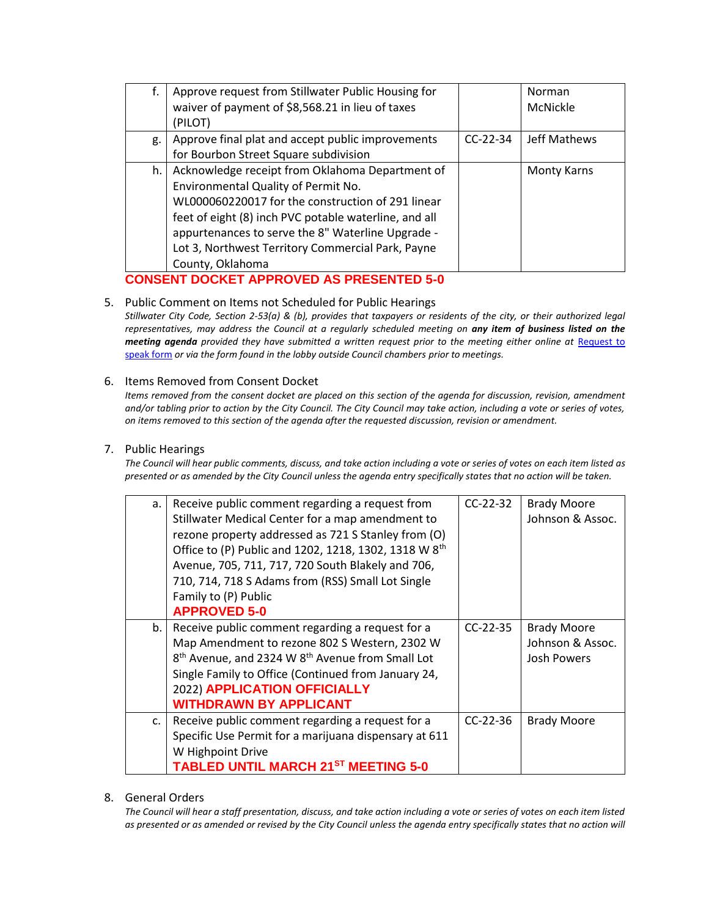| | | | |
|---|---|---|---|
| f. | Approve request from Stillwater Public Housing for waiver of payment of $8,568.21 in lieu of taxes (PILOT) | | Norman McNickle |
| g. | Approve final plat and accept public improvements for Bourbon Street Square subdivision | CC-22-34 | Jeff Mathews |
| h. | Acknowledge receipt from Oklahoma Department of Environmental Quality of Permit No. WL000060220017 for the construction of 291 linear feet of eight (8) inch PVC potable waterline, and all appurtenances to serve the 8" Waterline Upgrade - Lot 3, Northwest Territory Commercial Park, Payne County, Oklahoma | | Monty Karns |

**CONSENT DOCKET APPROVED AS PRESENTED 5-0**

5. Public Comment on Items not Scheduled for Public Hearings

*Stillwater City Code, Section 2-53(a) & (b), provides that taxpayers or residents of the city, or their authorized legal representatives, may address the Council at a regularly scheduled meeting on **any item of business listed on the meeting agenda** provided they have submitted a written request prior to the meeting either online at [Request to speak form] or via the form found in the lobby outside Council chambers prior to meetings.*

6. Items Removed from Consent Docket

*Items removed from the consent docket are placed on this section of the agenda for discussion, revision, amendment and/or tabling prior to action by the City Council. The City Council may take action, including a vote or series of votes, on items removed to this section of the agenda after the requested discussion, revision or amendment.*

7. Public Hearings

*The Council will hear public comments, discuss, and take action including a vote or series of votes on each item listed as presented or as amended by the City Council unless the agenda entry specifically states that no action will be taken.*

| | | | |
|---|---|---|---|
| a. | Receive public comment regarding a request from Stillwater Medical Center for a map amendment to rezone property addressed as 721 S Stanley from (O) Office to (P) Public and 1202, 1218, 1302, 1318 W 8th Avenue, 705, 711, 717, 720 South Blakely and 706, 710, 714, 718 S Adams from (RSS) Small Lot Single Family to (P) Public **APPROVED 5-0** | CC-22-32 | Brady Moore Johnson & Assoc. |
| b. | Receive public comment regarding a request for a Map Amendment to rezone 802 S Western, 2302 W 8th Avenue, and 2324 W 8th Avenue from Small Lot Single Family to Office (Continued from January 24, 2022) **APPLICATION OFFICIALLY WITHDRAWN BY APPLICANT** | CC-22-35 | Brady Moore Johnson & Assoc. Josh Powers |
| c. | Receive public comment regarding a request for a Specific Use Permit for a marijuana dispensary at 611 W Highpoint Drive **TABLED UNTIL MARCH 21ST MEETING 5-0** | CC-22-36 | Brady Moore |

8. General Orders

*The Council will hear a staff presentation, discuss, and take action including a vote or series of votes on each item listed as presented or as amended or revised by the City Council unless the agenda entry specifically states that no action will*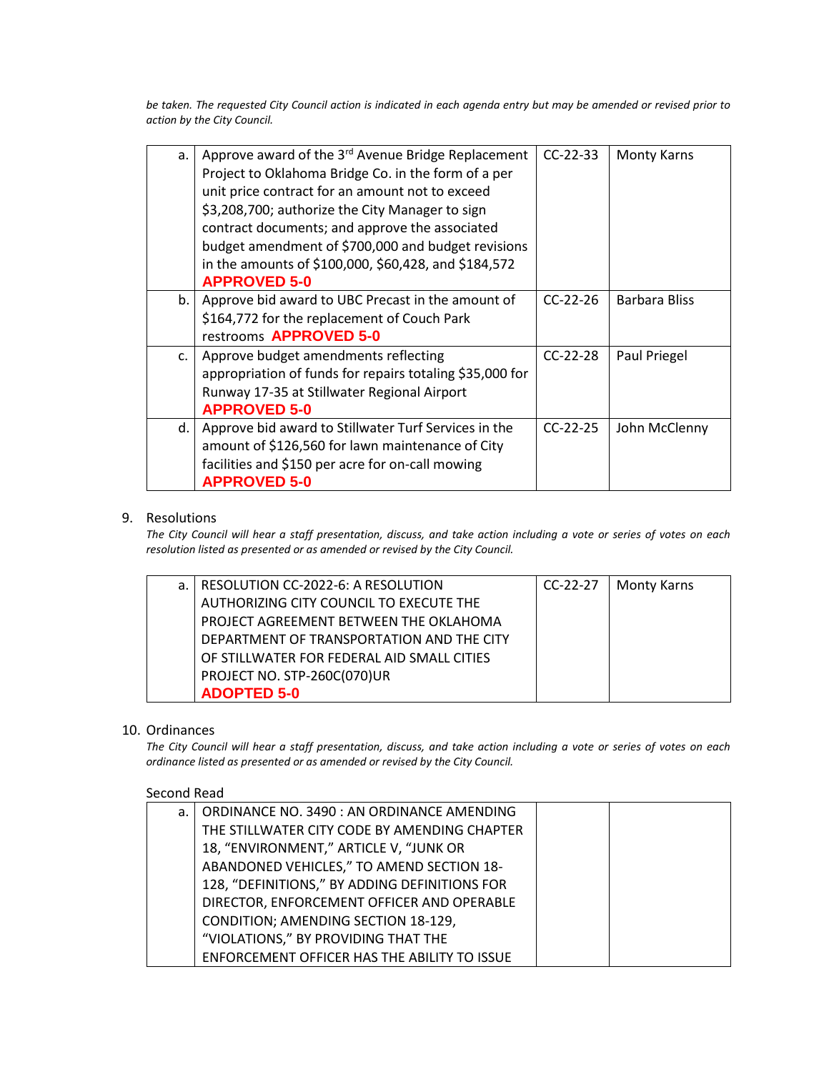*be taken. The requested City Council action is indicated in each agenda entry but may be amended or revised prior to action by the City Council.*

| | | | |
|---|---|---|---|
| a. | Approve award of the 3rd Avenue Bridge Replacement Project to Oklahoma Bridge Co. in the form of a per unit price contract for an amount not to exceed $3,208,700; authorize the City Manager to sign contract documents; and approve the associated budget amendment of $700,000 and budget revisions in the amounts of $100,000, $60,428, and $184,572 **APPROVED 5-0** | CC-22-33 | Monty Karns |
| b. | Approve bid award to UBC Precast in the amount of $164,772 for the replacement of Couch Park restrooms **APPROVED 5-0** | CC-22-26 | Barbara Bliss |
| c. | Approve budget amendments reflecting appropriation of funds for repairs totaling $35,000 for Runway 17-35 at Stillwater Regional Airport **APPROVED 5-0** | CC-22-28 | Paul Priegel |
| d. | Approve bid award to Stillwater Turf Services in the amount of $126,560 for lawn maintenance of City facilities and $150 per acre for on-call mowing **APPROVED 5-0** | CC-22-25 | John McClenny |

9. Resolutions

*The City Council will hear a staff presentation, discuss, and take action including a vote or series of votes on each resolution listed as presented or as amended or revised by the City Council.*

| | | | |
|---|---|---|---|
| a. | RESOLUTION CC-2022-6: A RESOLUTION AUTHORIZING CITY COUNCIL TO EXECUTE THE PROJECT AGREEMENT BETWEEN THE OKLAHOMA DEPARTMENT OF TRANSPORTATION AND THE CITY OF STILLWATER FOR FEDERAL AID SMALL CITIES PROJECT NO. STP-260C(070)UR **ADOPTED 5-0** | CC-22-27 | Monty Karns |

10. Ordinances

*The City Council will hear a staff presentation, discuss, and take action including a vote or series of votes on each ordinance listed as presented or as amended or revised by the City Council.*

Second Read

| | | | |
|---|---|---|---|
| a. | ORDINANCE NO. 3490 : AN ORDINANCE AMENDING THE STILLWATER CITY CODE BY AMENDING CHAPTER 18, "ENVIRONMENT," ARTICLE V, "JUNK OR ABANDONED VEHICLES," TO AMEND SECTION 18-128, "DEFINITIONS," BY ADDING DEFINITIONS FOR DIRECTOR, ENFORCEMENT OFFICER AND OPERABLE CONDITION; AMENDING SECTION 18-129, "VIOLATIONS," BY PROVIDING THAT THE ENFORCEMENT OFFICER HAS THE ABILITY TO ISSUE | | |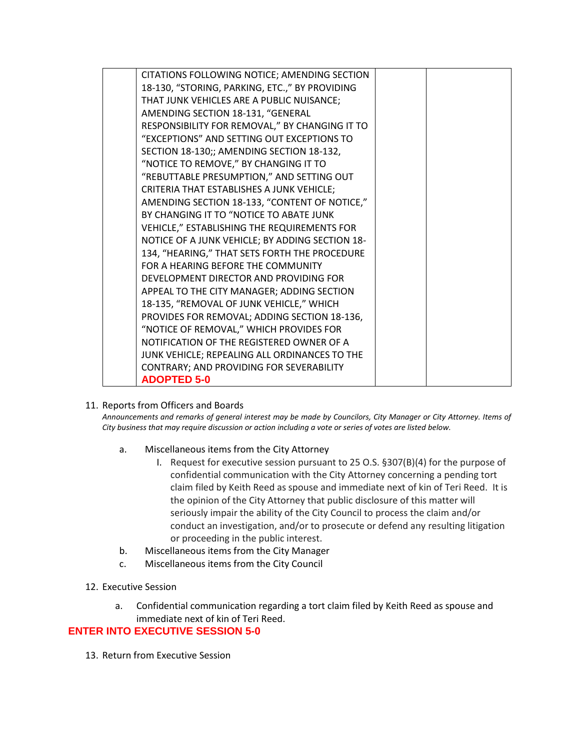|  | CITATIONS FOLLOWING NOTICE; AMENDING SECTION 18-130, "STORING, PARKING, ETC.," BY PROVIDING THAT JUNK VEHICLES ARE A PUBLIC NUISANCE; AMENDING SECTION 18-131, "GENERAL RESPONSIBILITY FOR REMOVAL," BY CHANGING IT TO "EXCEPTIONS" AND SETTING OUT EXCEPTIONS TO SECTION 18-130;; AMENDING SECTION 18-132, "NOTICE TO REMOVE," BY CHANGING IT TO "REBUTTABLE PRESUMPTION," AND SETTING OUT CRITERIA THAT ESTABLISHES A JUNK VEHICLE; AMENDING SECTION 18-133, "CONTENT OF NOTICE," BY CHANGING IT TO "NOTICE TO ABATE JUNK VEHICLE," ESTABLISHING THE REQUIREMENTS FOR NOTICE OF A JUNK VEHICLE; BY ADDING SECTION 18-134, "HEARING," THAT SETS FORTH THE PROCEDURE FOR A HEARING BEFORE THE COMMUNITY DEVELOPMENT DIRECTOR AND PROVIDING FOR APPEAL TO THE CITY MANAGER; ADDING SECTION 18-135, "REMOVAL OF JUNK VEHICLE," WHICH PROVIDES FOR REMOVAL; ADDING SECTION 18-136, "NOTICE OF REMOVAL," WHICH PROVIDES FOR NOTIFICATION OF THE REGISTERED OWNER OF A JUNK VEHICLE; REPEALING ALL ORDINANCES TO THE CONTRARY; AND PROVIDING FOR SEVERABILITY **ADOPTED 5-0** |  |  |
|---|---|---|---|

11. Reports from Officers and Boards

    *Announcements and remarks of general interest may be made by Councilors, City Manager or City Attorney. Items of City business that may require discussion or action including a vote or series of votes are listed below.*

    a. Miscellaneous items from the City Attorney

       I. Request for executive session pursuant to 25 O.S. §307(B)(4) for the purpose of confidential communication with the City Attorney concerning a pending tort claim filed by Keith Reed as spouse and immediate next of kin of Teri Reed. It is the opinion of the City Attorney that public disclosure of this matter will seriously impair the ability of the City Council to process the claim and/or conduct an investigation, and/or to prosecute or defend any resulting litigation or proceeding in the public interest.

    b. Miscellaneous items from the City Manager

    c. Miscellaneous items from the City Council

12. Executive Session

    a. Confidential communication regarding a tort claim filed by Keith Reed as spouse and immediate next of kin of Teri Reed.

**ENTER INTO EXECUTIVE SESSION 5-0**

13. Return from Executive Session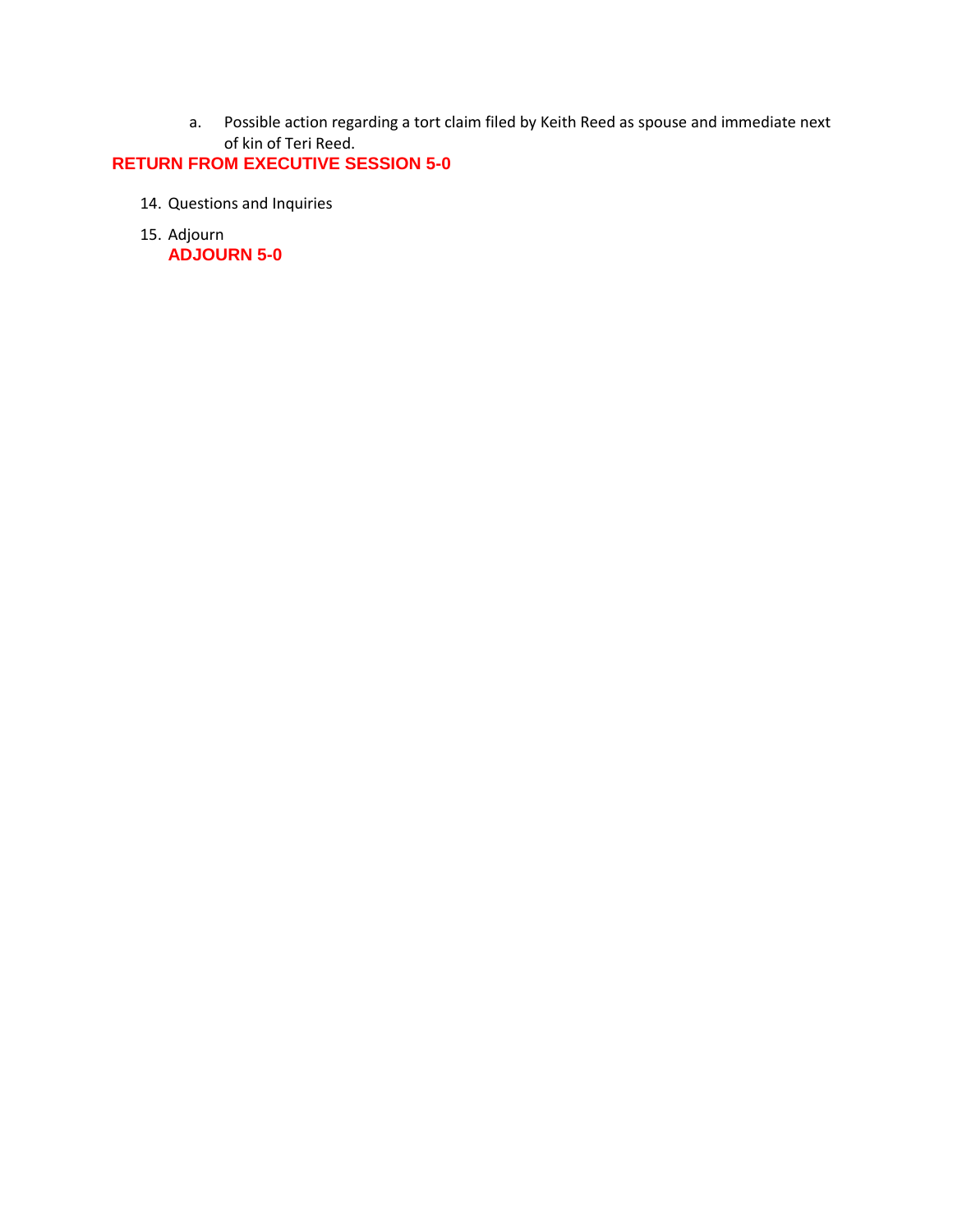a. Possible action regarding a tort claim filed by Keith Reed as spouse and immediate next of kin of Teri Reed.

**RETURN FROM EXECUTIVE SESSION 5-0**

14. Questions and Inquiries

15. Adjourn
    **ADJOURN 5-0**